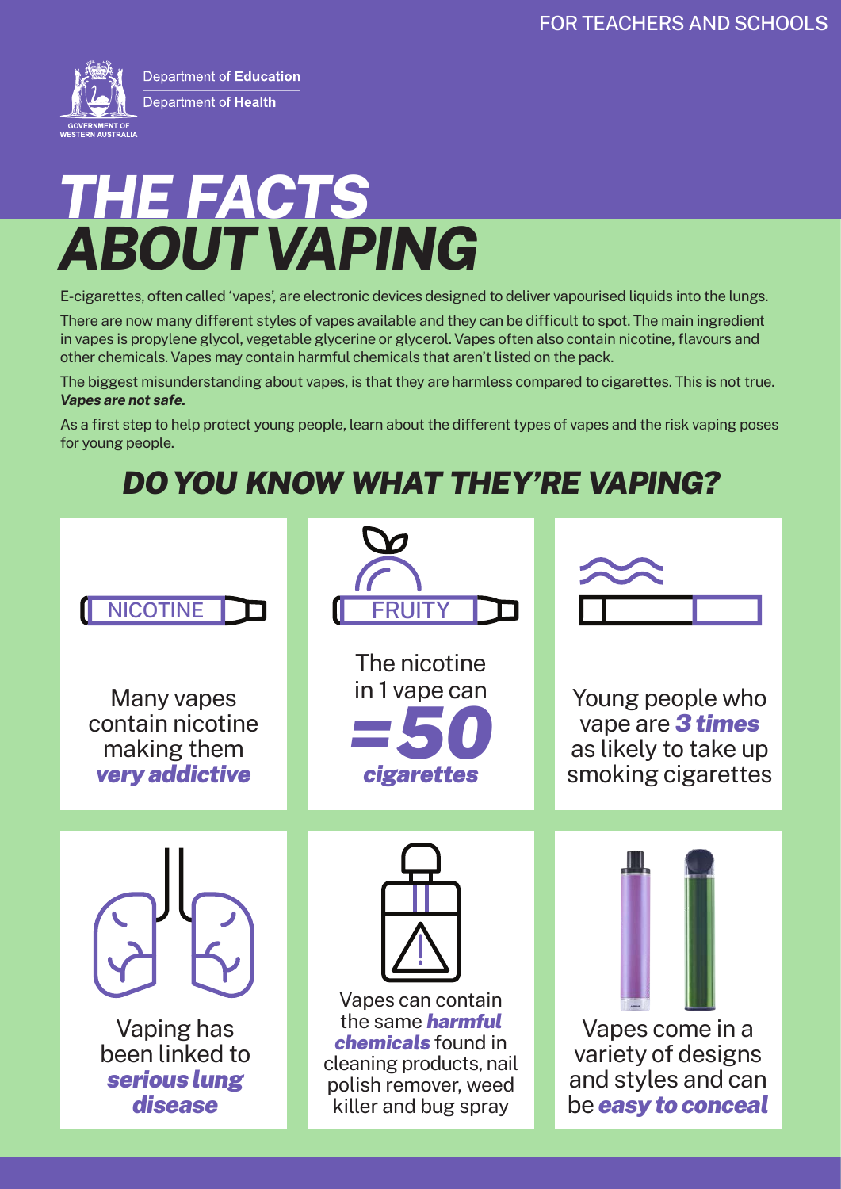FOR TEACHERS AND SCHOOLS

Department of **Education**

Department of **Health**

GOVERNMENT OF WESTERN AUSTRALIA

# *THE FACTS ABOUT VAPING*

E-cigarettes, often called 'vapes', are electronic devices designed to deliver vapourised liquids into the lungs.

There are now many different styles of vapes available and they can be difficult to spot. The main ingredient in vapes is propylene glycol, vegetable glycerine or glycerol. Vapes often also contain nicotine, flavours and other chemicals. Vapes may contain harmful chemicals that aren't listed on the pack.

The biggest misunderstanding about vapes, is that they are harmless compared to cigarettes. This is not true. ***Vapes are not safe.***

As a first step to help protect young people, learn about the different types of vapes and the risk vaping poses for young people.

## *DO YOU KNOW WHAT THEY'RE VAPING?*

NICOTINE

Many vapes contain nicotine making them ***very addictive***

FRUITY

The nicotine in 1 vape can ***=50 cigarettes***

Young people who vape are ***3 times*** as likely to take up smoking cigarettes

Vaping has been linked to ***serious lung disease***

Vapes can contain the same ***harmful chemicals*** found in cleaning products, nail polish remover, weed killer and bug spray

Vapes come in a variety of designs and styles and can be ***easy to conceal***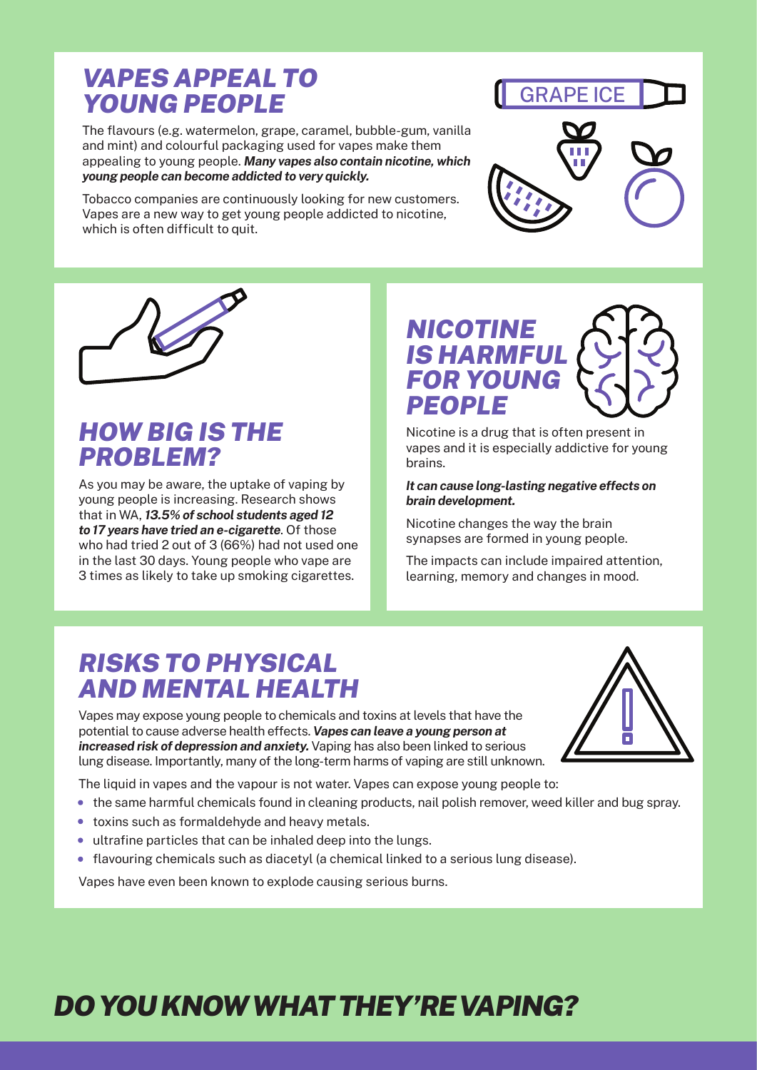## *VAPES APPEAL TO YOUNG PEOPLE*

The flavours (e.g. watermelon, grape, caramel, bubble-gum, vanilla and mint) and colourful packaging used for vapes make them appealing to young people. ***Many vapes also contain nicotine, which young people can become addicted to very quickly.***

Tobacco companies are continuously looking for new customers. Vapes are a new way to get young people addicted to nicotine, which is often difficult to quit.

GRAPE ICE

## *HOW BIG IS THE PROBLEM?*

As you may be aware, the uptake of vaping by young people is increasing. Research shows that in WA, ***13.5% of school students aged 12 to 17 years have tried an e-cigarette***. Of those who had tried 2 out of 3 (66%) had not used one in the last 30 days. Young people who vape are 3 times as likely to take up smoking cigarettes.

## *NICOTINE IS HARMFUL FOR YOUNG PEOPLE*

Nicotine is a drug that is often present in vapes and it is especially addictive for young brains.

***It can cause long-lasting negative effects on brain development.***

Nicotine changes the way the brain synapses are formed in young people.

The impacts can include impaired attention, learning, memory and changes in mood.

## *RISKS TO PHYSICAL AND MENTAL HEALTH*

Vapes may expose young people to chemicals and toxins at levels that have the potential to cause adverse health effects. ***Vapes can leave a young person at increased risk of depression and anxiety.*** Vaping has also been linked to serious lung disease. Importantly, many of the long-term harms of vaping are still unknown.

The liquid in vapes and the vapour is not water. Vapes can expose young people to:

- the same harmful chemicals found in cleaning products, nail polish remover, weed killer and bug spray.
- toxins such as formaldehyde and heavy metals.
- ultrafine particles that can be inhaled deep into the lungs.
- flavouring chemicals such as diacetyl (a chemical linked to a serious lung disease).

Vapes have even been known to explode causing serious burns.

## *DO YOU KNOW WHAT THEY'RE VAPING?*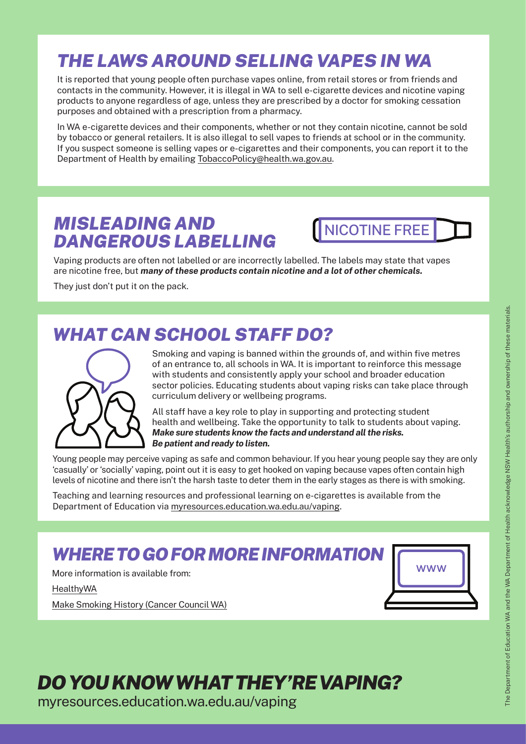## THE LAWS AROUND SELLING VAPES IN WA

It is reported that young people often purchase vapes online, from retail stores or from friends and contacts in the community. However, it is illegal in WA to sell e-cigarette devices and nicotine vaping products to anyone regardless of age, unless they are prescribed by a doctor for smoking cessation purposes and obtained with a prescription from a pharmacy.

In WA e-cigarette devices and their components, whether or not they contain nicotine, cannot be sold by tobacco or general retailers. It is also illegal to sell vapes to friends at school or in the community. If you suspect someone is selling vapes or e-cigarettes and their components, you can report it to the Department of Health by emailing TobaccoPolicy@health.wa.gov.au.

## MISLEADING AND DANGEROUS LABELLING

NICOTINE FREE

Vaping products are often not labelled or are incorrectly labelled. The labels may state that vapes are nicotine free, but ***many of these products contain nicotine and a lot of other chemicals.***

They just don't put it on the pack.

## WHAT CAN SCHOOL STAFF DO?

Smoking and vaping is banned within the grounds of, and within five metres of an entrance to, all schools in WA. It is important to reinforce this message with students and consistently apply your school and broader education sector policies. Educating students about vaping risks can take place through curriculum delivery or wellbeing programs.

All staff have a key role to play in supporting and protecting student health and wellbeing. Take the opportunity to talk to students about vaping. ***Make sure students know the facts and understand all the risks. Be patient and ready to listen.***

Young people may perceive vaping as safe and common behaviour. If you hear young people say they are only 'casually' or 'socially' vaping, point out it is easy to get hooked on vaping because vapes often contain high levels of nicotine and there isn't the harsh taste to deter them in the early stages as there is with smoking.

Teaching and learning resources and professional learning on e-cigarettes is available from the Department of Education via myresources.education.wa.edu.au/vaping.

## WHERE TO GO FOR MORE INFORMATION

More information is available from:

HealthyWA

Make Smoking History (Cancer Council WA)

# DO YOU KNOW WHAT THEY'RE VAPING?

myresources.education.wa.edu.au/vaping

The Department of Education WA and the WA Department of Health acknowledge NSW Health's authorship and ownership of these materials.